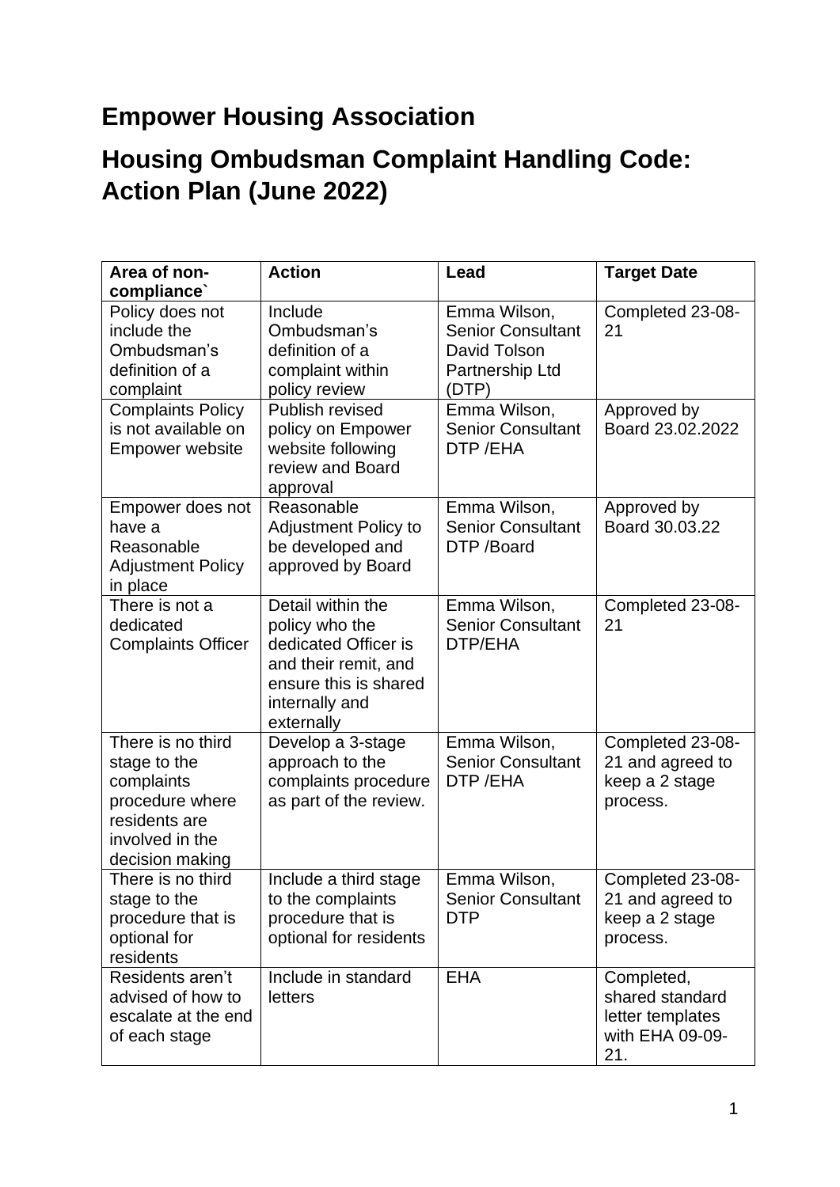# Empower Housing Association

# Housing Ombudsman Complaint Handling Code: Action Plan (June 2022)

| Area of non-compliance` | Action | Lead | Target Date |
|---|---|---|---|
| Policy does not include the Ombudsman's definition of a complaint | Include Ombudsman's definition of a complaint within policy review | Emma Wilson, Senior Consultant David Tolson Partnership Ltd (DTP) | Completed 23-08-21 |
| Complaints Policy is not available on Empower website | Publish revised policy on Empower website following review and Board approval | Emma Wilson, Senior Consultant DTP /EHA | Approved by Board 23.02.2022 |
| Empower does not have a Reasonable Adjustment Policy in place | Reasonable Adjustment Policy to be developed and approved by Board | Emma Wilson, Senior Consultant DTP /Board | Approved by Board 30.03.22 |
| There is not a dedicated Complaints Officer | Detail within the policy who the dedicated Officer is and their remit, and ensure this is shared internally and externally | Emma Wilson, Senior Consultant DTP/EHA | Completed 23-08-21 |
| There is no third stage to the complaints procedure where residents are involved in the decision making | Develop a 3-stage approach to the complaints procedure as part of the review. | Emma Wilson, Senior Consultant DTP /EHA | Completed 23-08-21 and agreed to keep a 2 stage process. |
| There is no third stage to the procedure that is optional for residents | Include a third stage to the complaints procedure that is optional for residents | Emma Wilson, Senior Consultant DTP | Completed 23-08-21 and agreed to keep a 2 stage process. |
| Residents aren't advised of how to escalate at the end of each stage | Include in standard letters | EHA | Completed, shared standard letter templates with EHA 09-09-21. |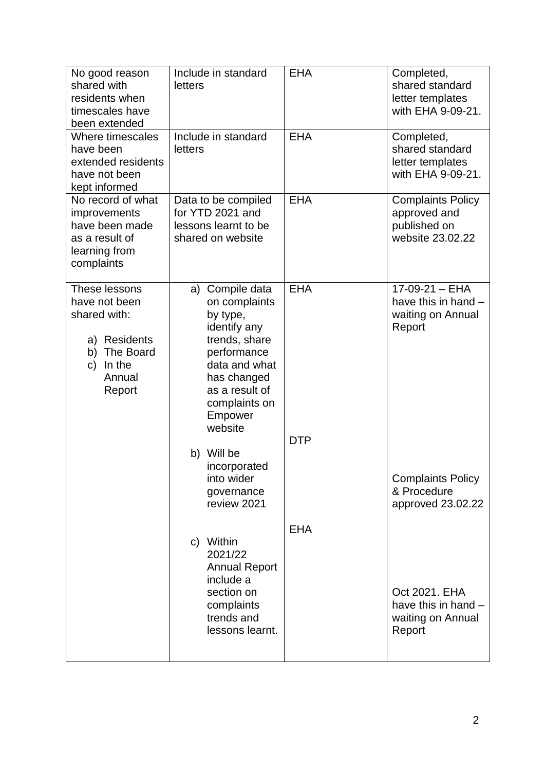| | | | |
|---|---|---|---|
| No good reason shared with residents when timescales have been extended | Include in standard letters | EHA | Completed, shared standard letter templates with EHA 9-09-21. |
| Where timescales have been extended residents have not been kept informed | Include in standard letters | EHA | Completed, shared standard letter templates with EHA 9-09-21. |
| No record of what improvements have been made as a result of learning from complaints | Data to be compiled for YTD 2021 and lessons learnt to be shared on website | EHA | Complaints Policy approved and published on website 23.02.22 |
| These lessons have not been shared with:<br>a) Residents<br>b) The Board<br>c) In the Annual Report | a) Compile data on complaints by type, identify any trends, share performance data and what has changed as a result of complaints on Empower website<br><br>b) Will be incorporated into wider governance review 2021<br><br>c) Within 2021/22 Annual Report include a section on complaints trends and lessons learnt. | EHA<br><br>DTP<br><br>EHA | 17-09-21 – EHA have this in hand – waiting on Annual Report<br><br>Complaints Policy & Procedure approved 23.02.22<br><br>Oct 2021. EHA have this in hand – waiting on Annual Report |